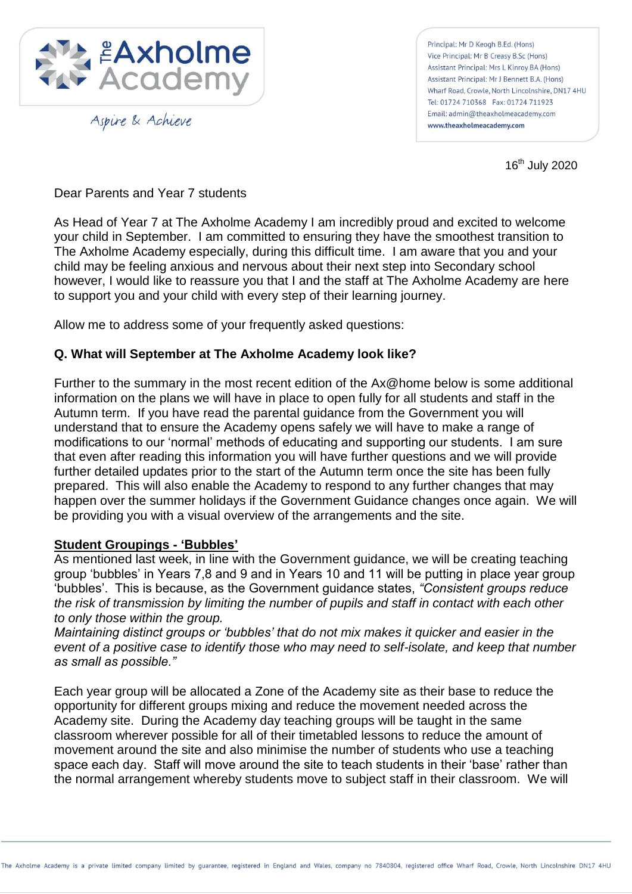The Axholme Academy

Aspire & Achieve

Principal: Mr D Keogh B.Ed. (Hons)
Vice Principal: Mr B Creasy B.Sc (Hons)
Assistant Principal: Mrs L Kinroy BA (Hons)
Assistant Principal: Mr J Bennett B.A. (Hons)
Wharf Road, Crowle, North Lincolnshire, DN17 4HU
Tel: 01724 710368 Fax: 01724 711923
Email: admin@theaxholmeacademy.com
www.theaxholmeacademy.com

16th July 2020

Dear Parents and Year 7 students

As Head of Year 7 at The Axholme Academy I am incredibly proud and excited to welcome your child in September. I am committed to ensuring they have the smoothest transition to The Axholme Academy especially, during this difficult time. I am aware that you and your child may be feeling anxious and nervous about their next step into Secondary school however, I would like to reassure you that I and the staff at The Axholme Academy are here to support you and your child with every step of their learning journey.

Allow me to address some of your frequently asked questions:

**Q. What will September at The Axholme Academy look like?**

Further to the summary in the most recent edition of the Ax@home below is some additional information on the plans we will have in place to open fully for all students and staff in the Autumn term. If you have read the parental guidance from the Government you will understand that to ensure the Academy opens safely we will have to make a range of modifications to our 'normal' methods of educating and supporting our students. I am sure that even after reading this information you will have further questions and we will provide further detailed updates prior to the start of the Autumn term once the site has been fully prepared. This will also enable the Academy to respond to any further changes that may happen over the summer holidays if the Government Guidance changes once again. We will be providing you with a visual overview of the arrangements and the site.

**Student Groupings - 'Bubbles'**

As mentioned last week, in line with the Government guidance, we will be creating teaching group 'bubbles' in Years 7,8 and 9 and in Years 10 and 11 will be putting in place year group 'bubbles'. This is because, as the Government guidance states, *"Consistent groups reduce the risk of transmission by limiting the number of pupils and staff in contact with each other to only those within the group.*
*Maintaining distinct groups or 'bubbles' that do not mix makes it quicker and easier in the event of a positive case to identify those who may need to self-isolate, and keep that number as small as possible."*

Each year group will be allocated a Zone of the Academy site as their base to reduce the opportunity for different groups mixing and reduce the movement needed across the Academy site. During the Academy day teaching groups will be taught in the same classroom wherever possible for all of their timetabled lessons to reduce the amount of movement around the site and also minimise the number of students who use a teaching space each day. Staff will move around the site to teach students in their 'base' rather than the normal arrangement whereby students move to subject staff in their classroom. We will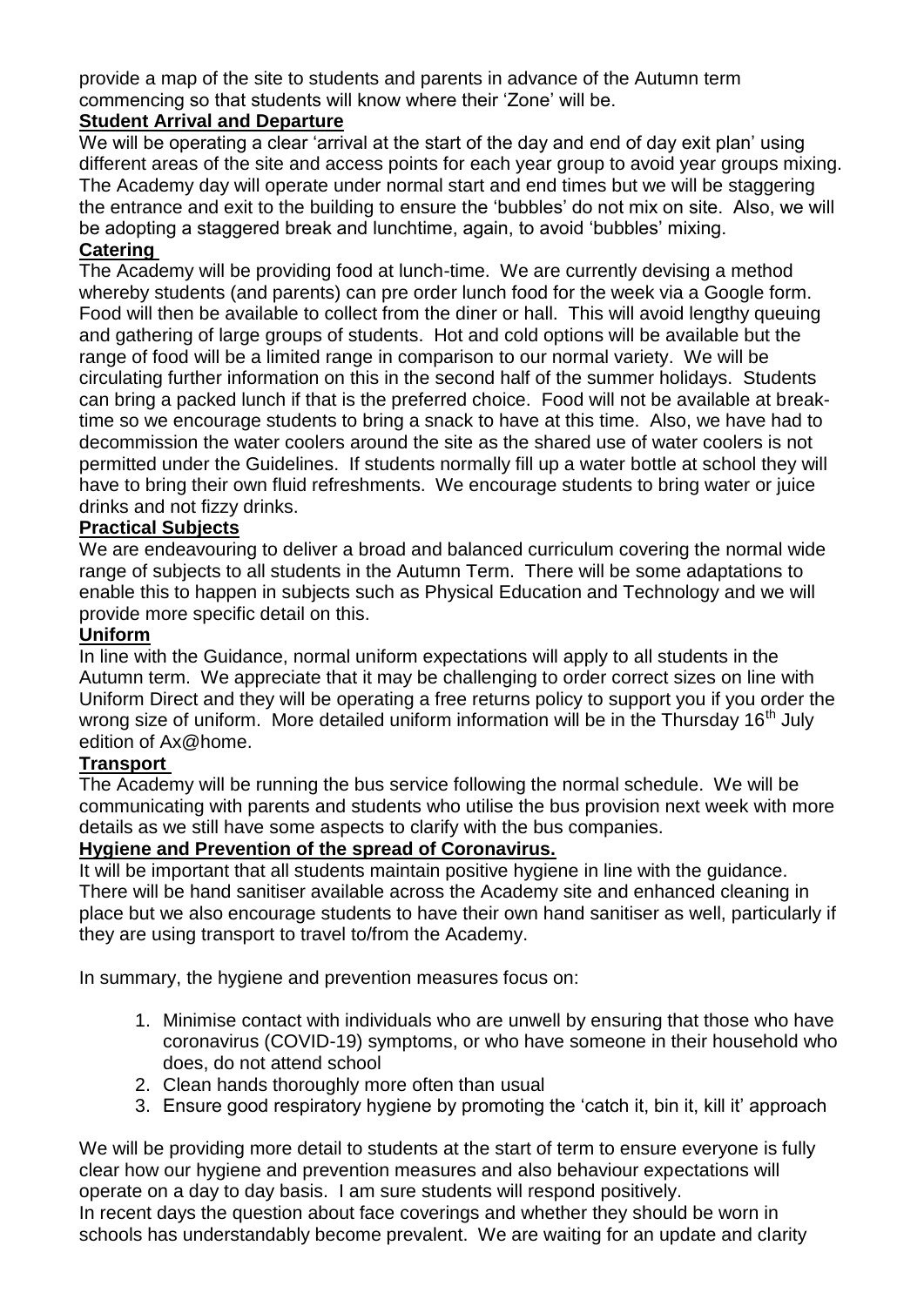provide a map of the site to students and parents in advance of the Autumn term commencing so that students will know where their 'Zone' will be.

**Student Arrival and Departure**

We will be operating a clear 'arrival at the start of the day and end of day exit plan' using different areas of the site and access points for each year group to avoid year groups mixing. The Academy day will operate under normal start and end times but we will be staggering the entrance and exit to the building to ensure the 'bubbles' do not mix on site. Also, we will be adopting a staggered break and lunchtime, again, to avoid 'bubbles' mixing.

**Catering**

The Academy will be providing food at lunch-time. We are currently devising a method whereby students (and parents) can pre order lunch food for the week via a Google form. Food will then be available to collect from the diner or hall. This will avoid lengthy queuing and gathering of large groups of students. Hot and cold options will be available but the range of food will be a limited range in comparison to our normal variety. We will be circulating further information on this in the second half of the summer holidays. Students can bring a packed lunch if that is the preferred choice. Food will not be available at break-time so we encourage students to bring a snack to have at this time. Also, we have had to decommission the water coolers around the site as the shared use of water coolers is not permitted under the Guidelines. If students normally fill up a water bottle at school they will have to bring their own fluid refreshments. We encourage students to bring water or juice drinks and not fizzy drinks.

**Practical Subjects**

We are endeavouring to deliver a broad and balanced curriculum covering the normal wide range of subjects to all students in the Autumn Term. There will be some adaptations to enable this to happen in subjects such as Physical Education and Technology and we will provide more specific detail on this.

**Uniform**

In line with the Guidance, normal uniform expectations will apply to all students in the Autumn term. We appreciate that it may be challenging to order correct sizes on line with Uniform Direct and they will be operating a free returns policy to support you if you order the wrong size of uniform. More detailed uniform information will be in the Thursday 16th July edition of Ax@home.

**Transport**

The Academy will be running the bus service following the normal schedule. We will be communicating with parents and students who utilise the bus provision next week with more details as we still have some aspects to clarify with the bus companies.

**Hygiene and Prevention of the spread of Coronavirus.**

It will be important that all students maintain positive hygiene in line with the guidance. There will be hand sanitiser available across the Academy site and enhanced cleaning in place but we also encourage students to have their own hand sanitiser as well, particularly if they are using transport to travel to/from the Academy.

In summary, the hygiene and prevention measures focus on:

1. Minimise contact with individuals who are unwell by ensuring that those who have coronavirus (COVID-19) symptoms, or who have someone in their household who does, do not attend school
2. Clean hands thoroughly more often than usual
3. Ensure good respiratory hygiene by promoting the 'catch it, bin it, kill it' approach

We will be providing more detail to students at the start of term to ensure everyone is fully clear how our hygiene and prevention measures and also behaviour expectations will operate on a day to day basis. I am sure students will respond positively.

In recent days the question about face coverings and whether they should be worn in schools has understandably become prevalent. We are waiting for an update and clarity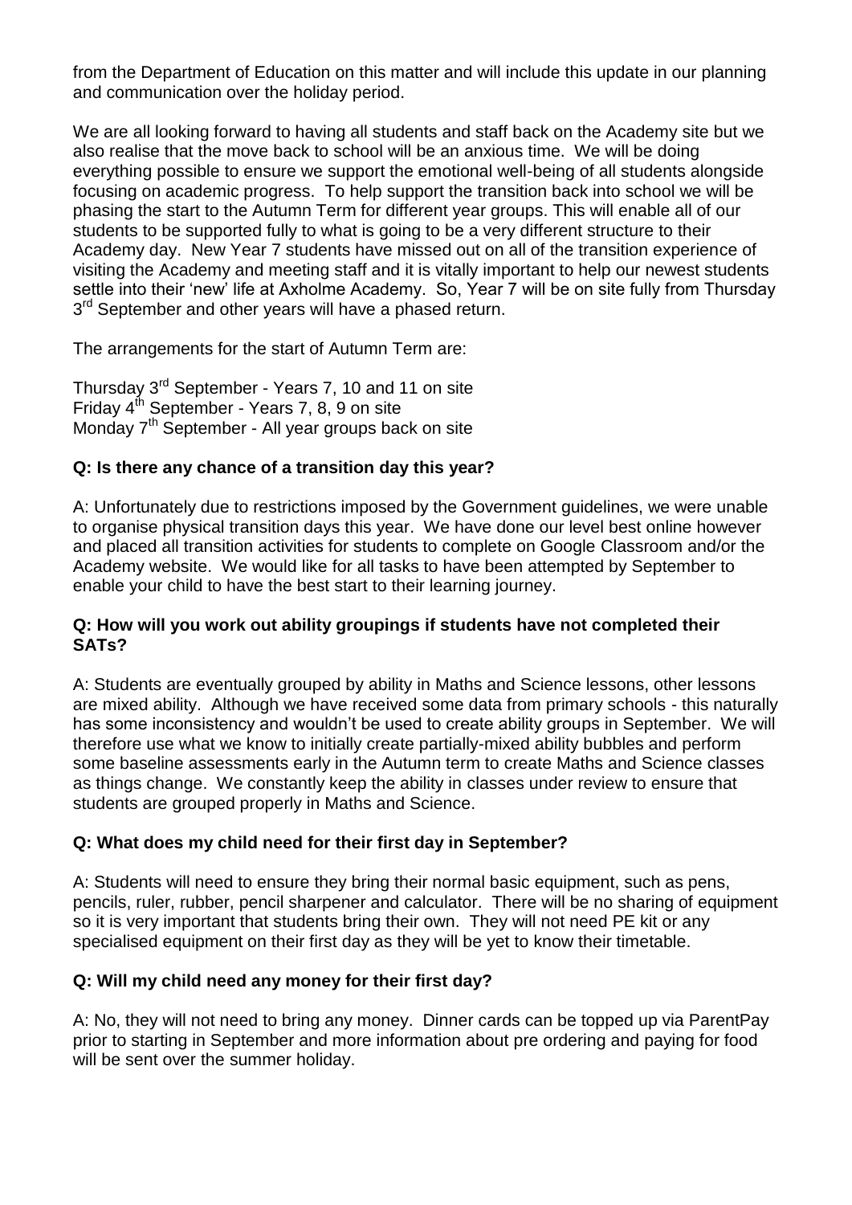from the Department of Education on this matter and will include this update in our planning and communication over the holiday period.

We are all looking forward to having all students and staff back on the Academy site but we also realise that the move back to school will be an anxious time. We will be doing everything possible to ensure we support the emotional well-being of all students alongside focusing on academic progress. To help support the transition back into school we will be phasing the start to the Autumn Term for different year groups. This will enable all of our students to be supported fully to what is going to be a very different structure to their Academy day. New Year 7 students have missed out on all of the transition experience of visiting the Academy and meeting staff and it is vitally important to help our newest students settle into their 'new' life at Axholme Academy. So, Year 7 will be on site fully from Thursday 3rd September and other years will have a phased return.

The arrangements for the start of Autumn Term are:

Thursday 3rd September - Years 7, 10 and 11 on site
Friday 4th September - Years 7, 8, 9 on site
Monday 7th September - All year groups back on site

**Q: Is there any chance of a transition day this year?**

A: Unfortunately due to restrictions imposed by the Government guidelines, we were unable to organise physical transition days this year. We have done our level best online however and placed all transition activities for students to complete on Google Classroom and/or the Academy website. We would like for all tasks to have been attempted by September to enable your child to have the best start to their learning journey.

**Q: How will you work out ability groupings if students have not completed their SATs?**

A: Students are eventually grouped by ability in Maths and Science lessons, other lessons are mixed ability. Although we have received some data from primary schools - this naturally has some inconsistency and wouldn't be used to create ability groups in September. We will therefore use what we know to initially create partially-mixed ability bubbles and perform some baseline assessments early in the Autumn term to create Maths and Science classes as things change. We constantly keep the ability in classes under review to ensure that students are grouped properly in Maths and Science.

**Q: What does my child need for their first day in September?**

A: Students will need to ensure they bring their normal basic equipment, such as pens, pencils, ruler, rubber, pencil sharpener and calculator. There will be no sharing of equipment so it is very important that students bring their own. They will not need PE kit or any specialised equipment on their first day as they will be yet to know their timetable.

**Q: Will my child need any money for their first day?**

A: No, they will not need to bring any money. Dinner cards can be topped up via ParentPay prior to starting in September and more information about pre ordering and paying for food will be sent over the summer holiday.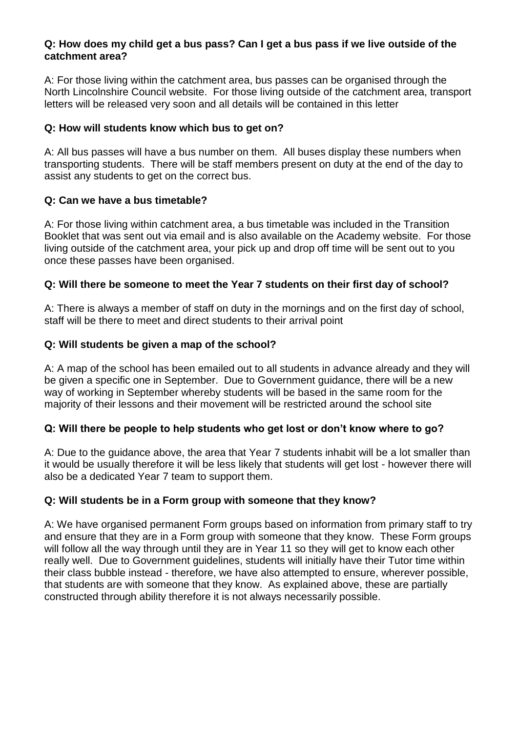**Q: How does my child get a bus pass? Can I get a bus pass if we live outside of the catchment area?**

A: For those living within the catchment area, bus passes can be organised through the North Lincolnshire Council website. For those living outside of the catchment area, transport letters will be released very soon and all details will be contained in this letter

**Q: How will students know which bus to get on?**

A: All bus passes will have a bus number on them. All buses display these numbers when transporting students. There will be staff members present on duty at the end of the day to assist any students to get on the correct bus.

**Q: Can we have a bus timetable?**

A: For those living within catchment area, a bus timetable was included in the Transition Booklet that was sent out via email and is also available on the Academy website. For those living outside of the catchment area, your pick up and drop off time will be sent out to you once these passes have been organised.

**Q: Will there be someone to meet the Year 7 students on their first day of school?**

A: There is always a member of staff on duty in the mornings and on the first day of school, staff will be there to meet and direct students to their arrival point

**Q: Will students be given a map of the school?**

A: A map of the school has been emailed out to all students in advance already and they will be given a specific one in September. Due to Government guidance, there will be a new way of working in September whereby students will be based in the same room for the majority of their lessons and their movement will be restricted around the school site

**Q: Will there be people to help students who get lost or don't know where to go?**

A: Due to the guidance above, the area that Year 7 students inhabit will be a lot smaller than it would be usually therefore it will be less likely that students will get lost - however there will also be a dedicated Year 7 team to support them.

**Q: Will students be in a Form group with someone that they know?**

A: We have organised permanent Form groups based on information from primary staff to try and ensure that they are in a Form group with someone that they know. These Form groups will follow all the way through until they are in Year 11 so they will get to know each other really well. Due to Government guidelines, students will initially have their Tutor time within their class bubble instead - therefore, we have also attempted to ensure, wherever possible, that students are with someone that they know. As explained above, these are partially constructed through ability therefore it is not always necessarily possible.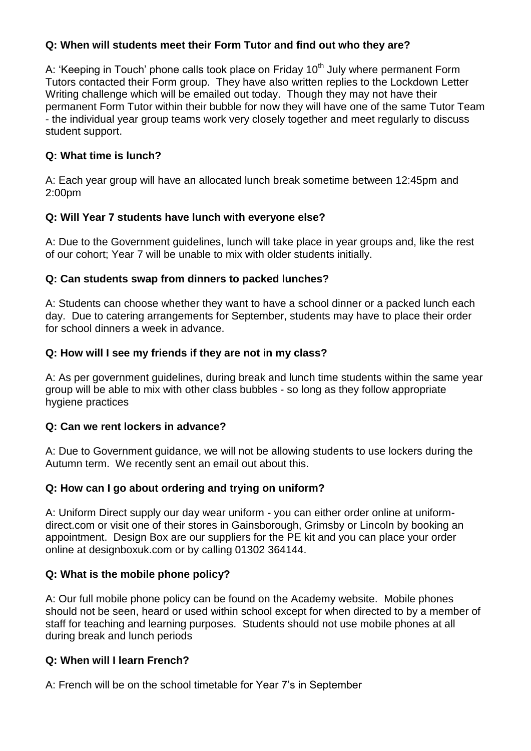**Q: When will students meet their Form Tutor and find out who they are?**

A: 'Keeping in Touch' phone calls took place on Friday 10th July where permanent Form Tutors contacted their Form group. They have also written replies to the Lockdown Letter Writing challenge which will be emailed out today. Though they may not have their permanent Form Tutor within their bubble for now they will have one of the same Tutor Team - the individual year group teams work very closely together and meet regularly to discuss student support.

**Q: What time is lunch?**

A: Each year group will have an allocated lunch break sometime between 12:45pm and 2:00pm

**Q: Will Year 7 students have lunch with everyone else?**

A: Due to the Government guidelines, lunch will take place in year groups and, like the rest of our cohort; Year 7 will be unable to mix with older students initially.

**Q: Can students swap from dinners to packed lunches?**

A: Students can choose whether they want to have a school dinner or a packed lunch each day. Due to catering arrangements for September, students may have to place their order for school dinners a week in advance.

**Q: How will I see my friends if they are not in my class?**

A: As per government guidelines, during break and lunch time students within the same year group will be able to mix with other class bubbles - so long as they follow appropriate hygiene practices

**Q: Can we rent lockers in advance?**

A: Due to Government guidance, we will not be allowing students to use lockers during the Autumn term. We recently sent an email out about this.

**Q: How can I go about ordering and trying on uniform?**

A: Uniform Direct supply our day wear uniform - you can either order online at uniform-direct.com or visit one of their stores in Gainsborough, Grimsby or Lincoln by booking an appointment. Design Box are our suppliers for the PE kit and you can place your order online at designboxuk.com or by calling 01302 364144.

**Q: What is the mobile phone policy?**

A: Our full mobile phone policy can be found on the Academy website. Mobile phones should not be seen, heard or used within school except for when directed to by a member of staff for teaching and learning purposes. Students should not use mobile phones at all during break and lunch periods

**Q: When will I learn French?**

A: French will be on the school timetable for Year 7's in September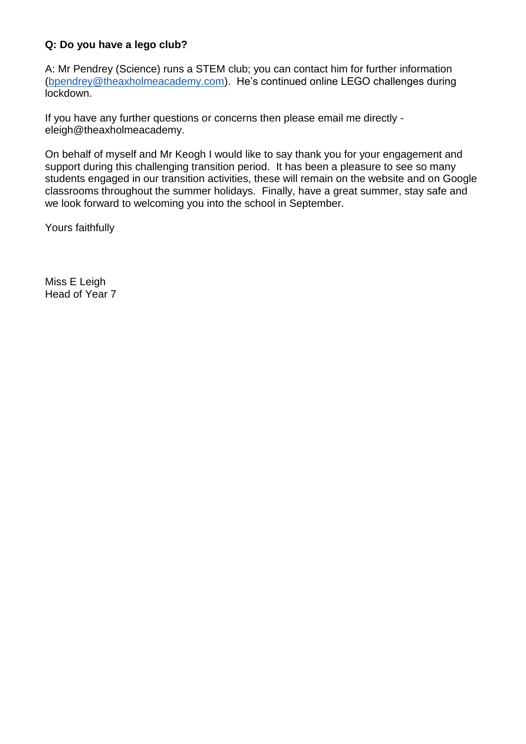**Q: Do you have a lego club?**

A: Mr Pendrey (Science) runs a STEM club; you can contact him for further information (bpendrey@theaxholmeacademy.com). He's continued online LEGO challenges during lockdown.

If you have any further questions or concerns then please email me directly - eleigh@theaxholmeacademy.

On behalf of myself and Mr Keogh I would like to say thank you for your engagement and support during this challenging transition period. It has been a pleasure to see so many students engaged in our transition activities, these will remain on the website and on Google classrooms throughout the summer holidays. Finally, have a great summer, stay safe and we look forward to welcoming you into the school in September.

Yours faithfully

Miss E Leigh
Head of Year 7